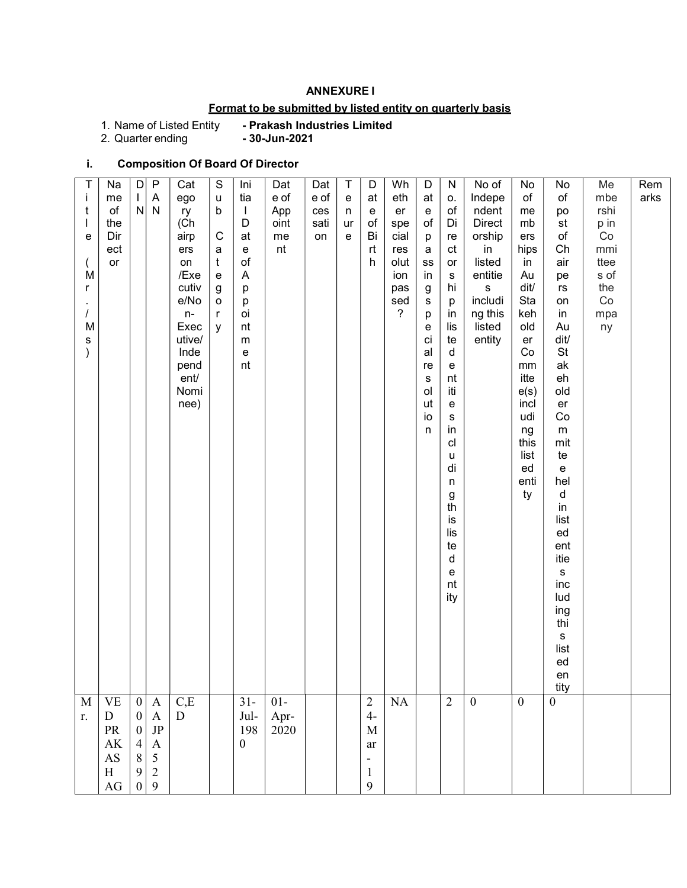**ANNEXURE I**

**Format to be submitted by listed entity on quarterly basis**

1. Name of Listed Entity - **Prakash Industries Limited**
2. Quarter ending - **30-Jun-2021**

### i. Composition Of Board Of Director

| Title (Mr./Ms) | Name of the Director | DIN | PAN | Category (Chairperson/Executive/Non-Executive/Independent/Nominee) | Sub Category | Initial Date of Appointment | Date of Appointment | Date of cessation | Tenure | Date of Birth | Whether special resolution passed? | Date of passing special resolution | No. of Directorship in listed entities including this listed entity | No of Independent Directorship in listed entities including this listed entity | No of memberships in Audit/Stakeholder Committee(s) including this listed entity | No of post of Chairperson in Audit/Stakeholder Committee held in listed entities including this listed entity | Membership in Committees of the Company | Remarks |
|---|---|---|---|---|---|---|---|---|---|---|---|---|---|---|---|---|---|---|
| Mr. | VED PRAKASH AG | 00048900 | AAJPA529 | C,ED | | 31-Jul-1980 | 01-Apr-2020 | | | 24-Mar-19 | NA | | 2 | 0 | 0 | 0 | | |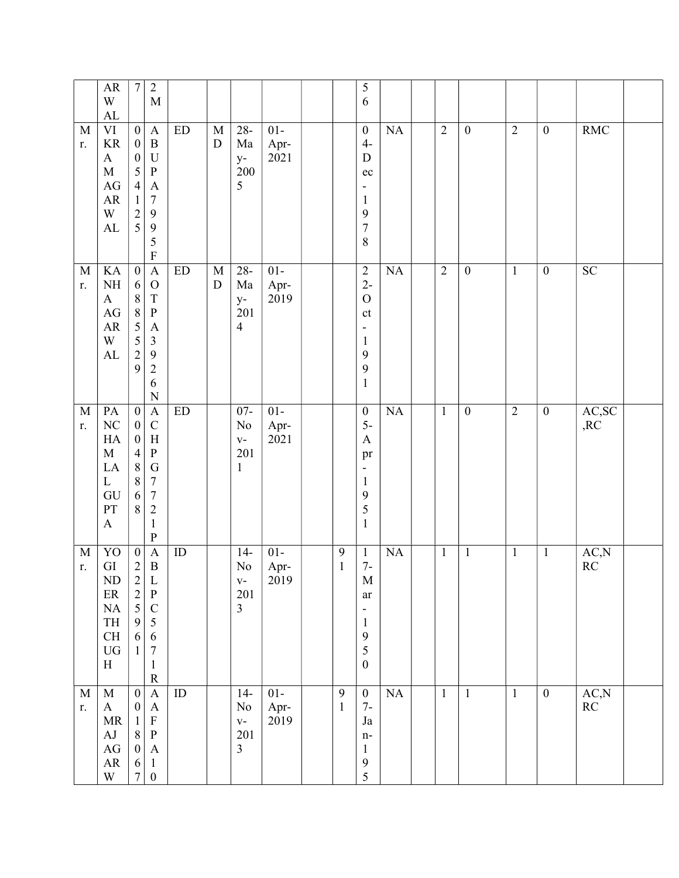|  | ARWAL | 7 | 2M |  |  |  |  |  |  | 56 |  |  |  |  |  |  |  |  |
|---|---|---|---|---|---|---|---|---|---|---|---|---|---|---|---|---|---|---|
| Mr. | VIKRAM AGARWAL | 00054125 | ABUPA7995F | ED | MD | 28-May-2005 | 01-Apr-2021 |  |  | 04-Dec-1978 | NA |  | 2 | 0 | 2 | 0 | RMC |  |
| Mr. | KANHA AGARWAL | 06885529 | AOTPA3926N | ED | MD | 28-May-2014 | 01-Apr-2019 |  |  | 22-Oct-1991 | NA |  | 2 | 0 | 1 | 0 | SC |  |
| Mr. | PANCHAM LAL GUPTA | 00048868 | ACHPG7721P | ED |  | 07-Nov-2011 | 01-Apr-2021 |  |  | 05-Apr-1951 | NA |  | 1 | 0 | 2 | 0 | AC,SC,RC |  |
| Mr. | YOGINDERNATH CHUGH | 02225961 | ABLPC5671R | ID |  | 14-Nov-2013 | 01-Apr-2019 |  | 91 | 17-Mar-1950 | NA |  | 1 | 1 | 1 | 1 | AC,NRC |  |
| Mr. | MAMRAJ AGARW | 0018067 | AAFPA10 | ID |  | 14-Nov-2013 | 01-Apr-2019 |  | 91 | 07-Jan-195 | NA |  | 1 | 1 | 1 | 0 | AC,NRC |  |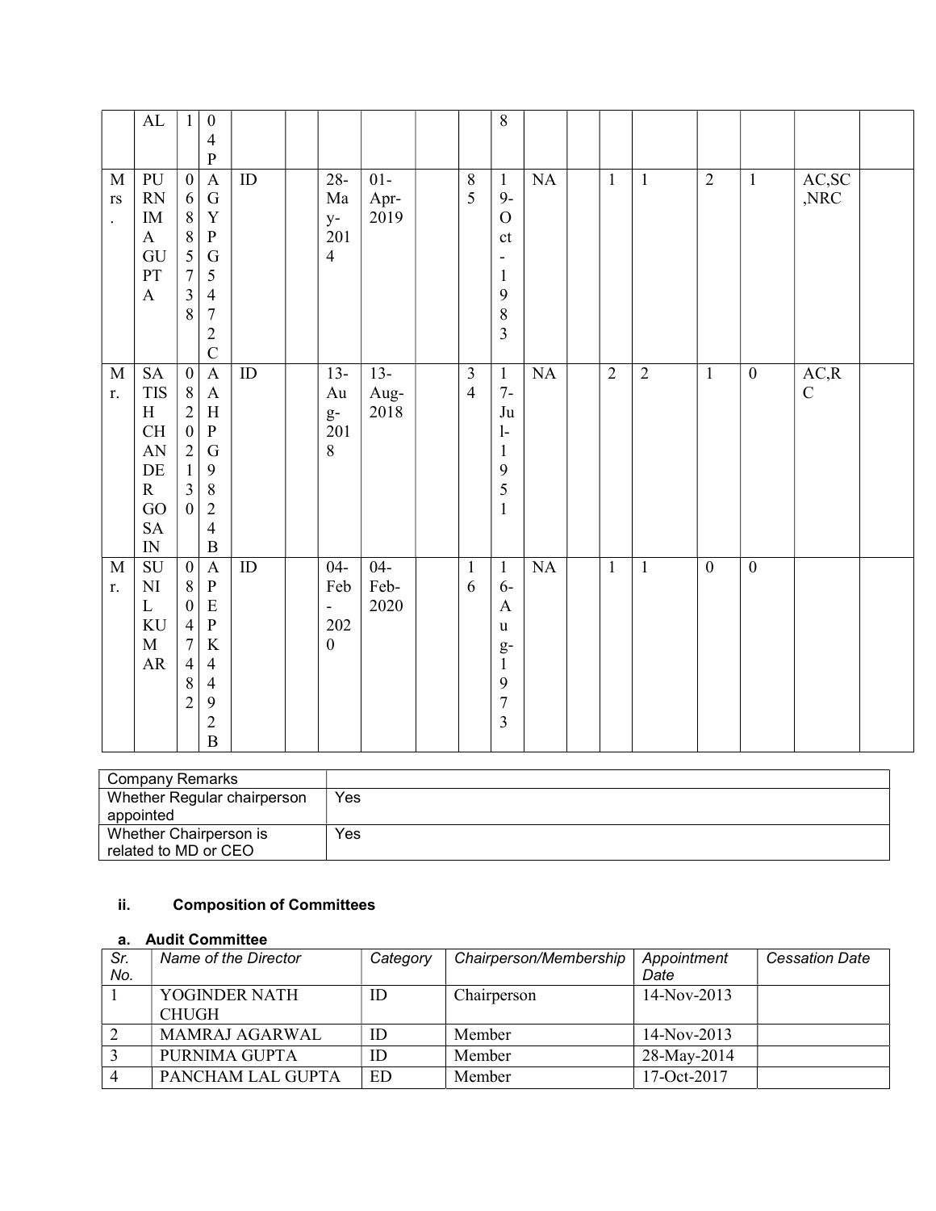| | | | | | | | | | | | | | | | | | | |
|---|---|---|---|---|---|---|---|---|---|---|---|---|---|---|---|---|---|---|
| | AL | 1 | 04P | | | | | | | 8 | | | | | | | | |
| Mrs. | PURNIMA GUPTA | 06885738 | AGYPG5472C | ID | | 28-May-2014 | 01-Apr-2019 | | 85 | 19-Oct-1983 | NA | | 1 | 1 | 2 | 1 | AC,SC,NRC | |
| Mr. | SATISH CHANDER GOSAIN | 08202130 | AAHPG9824B | ID | | 13-Aug-2018 | 13-Aug-2018 | | 34 | 17-Jul-1951 | NA | | 2 | 2 | 1 | 0 | AC,RC | |
| Mr. | SUNIL KUMAR | 08047482 | APEPK4492B | ID | | 04-Feb-2020 | 04-Feb-2020 | | 16 | 16-Aug-1973 | NA | | 1 | 1 | 0 | 0 | | |

| Company Remarks | |
|---|---|
| Whether Regular chairperson appointed | Yes |
| Whether Chairperson is related to MD or CEO | Yes |

### ii. Composition of Committees

#### a. Audit Committee

| *Sr. No.* | *Name of the Director* | *Category* | *Chairperson/Membership* | *Appointment Date* | *Cessation Date* |
|---|---|---|---|---|---|
| 1 | YOGINDER NATH CHUGH | ID | Chairperson | 14-Nov-2013 | |
| 2 | MAMRAJ AGARWAL | ID | Member | 14-Nov-2013 | |
| 3 | PURNIMA GUPTA | ID | Member | 28-May-2014 | |
| 4 | PANCHAM LAL GUPTA | ED | Member | 17-Oct-2017 | |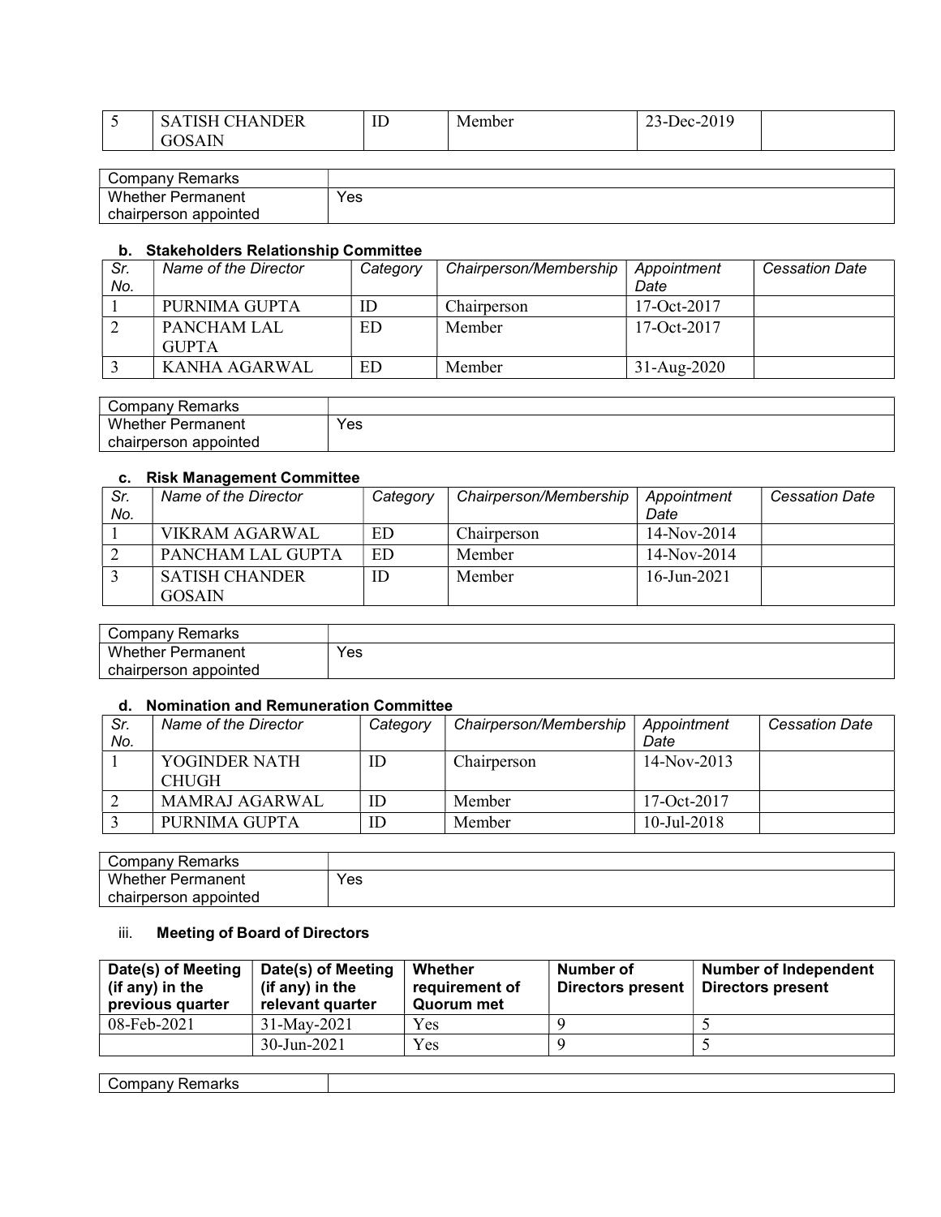| 5 | SATISH CHANDER GOSAIN | ID | Member | 23-Dec-2019 | |
|---|---|---|---|---|---|

| Company Remarks | |
|---|---|
| Whether Permanent chairperson appointed | Yes |

**b. Stakeholders Relationship Committee**

| Sr. No. | Name of the Director | Category | Chairperson/Membership | Appointment Date | Cessation Date |
|---|---|---|---|---|---|
| 1 | PURNIMA GUPTA | ID | Chairperson | 17-Oct-2017 | |
| 2 | PANCHAM LAL GUPTA | ED | Member | 17-Oct-2017 | |
| 3 | KANHA AGARWAL | ED | Member | 31-Aug-2020 | |

| Company Remarks | |
|---|---|
| Whether Permanent chairperson appointed | Yes |

**c. Risk Management Committee**

| Sr. No. | Name of the Director | Category | Chairperson/Membership | Appointment Date | Cessation Date |
|---|---|---|---|---|---|
| 1 | VIKRAM AGARWAL | ED | Chairperson | 14-Nov-2014 | |
| 2 | PANCHAM LAL GUPTA | ED | Member | 14-Nov-2014 | |
| 3 | SATISH CHANDER GOSAIN | ID | Member | 16-Jun-2021 | |

| Company Remarks | |
|---|---|
| Whether Permanent chairperson appointed | Yes |

**d. Nomination and Remuneration Committee**

| Sr. No. | Name of the Director | Category | Chairperson/Membership | Appointment Date | Cessation Date |
|---|---|---|---|---|---|
| 1 | YOGINDER NATH CHUGH | ID | Chairperson | 14-Nov-2013 | |
| 2 | MAMRAJ AGARWAL | ID | Member | 17-Oct-2017 | |
| 3 | PURNIMA GUPTA | ID | Member | 10-Jul-2018 | |

| Company Remarks | |
|---|---|
| Whether Permanent chairperson appointed | Yes |

iii. **Meeting of Board of Directors**

| Date(s) of Meeting (if any) in the previous quarter | Date(s) of Meeting (if any) in the relevant quarter | Whether requirement of Quorum met | Number of Directors present | Number of Independent Directors present |
|---|---|---|---|---|
| 08-Feb-2021 | 31-May-2021 | Yes | 9 | 5 |
| | 30-Jun-2021 | Yes | 9 | 5 |

| Company Remarks | |
|---|---|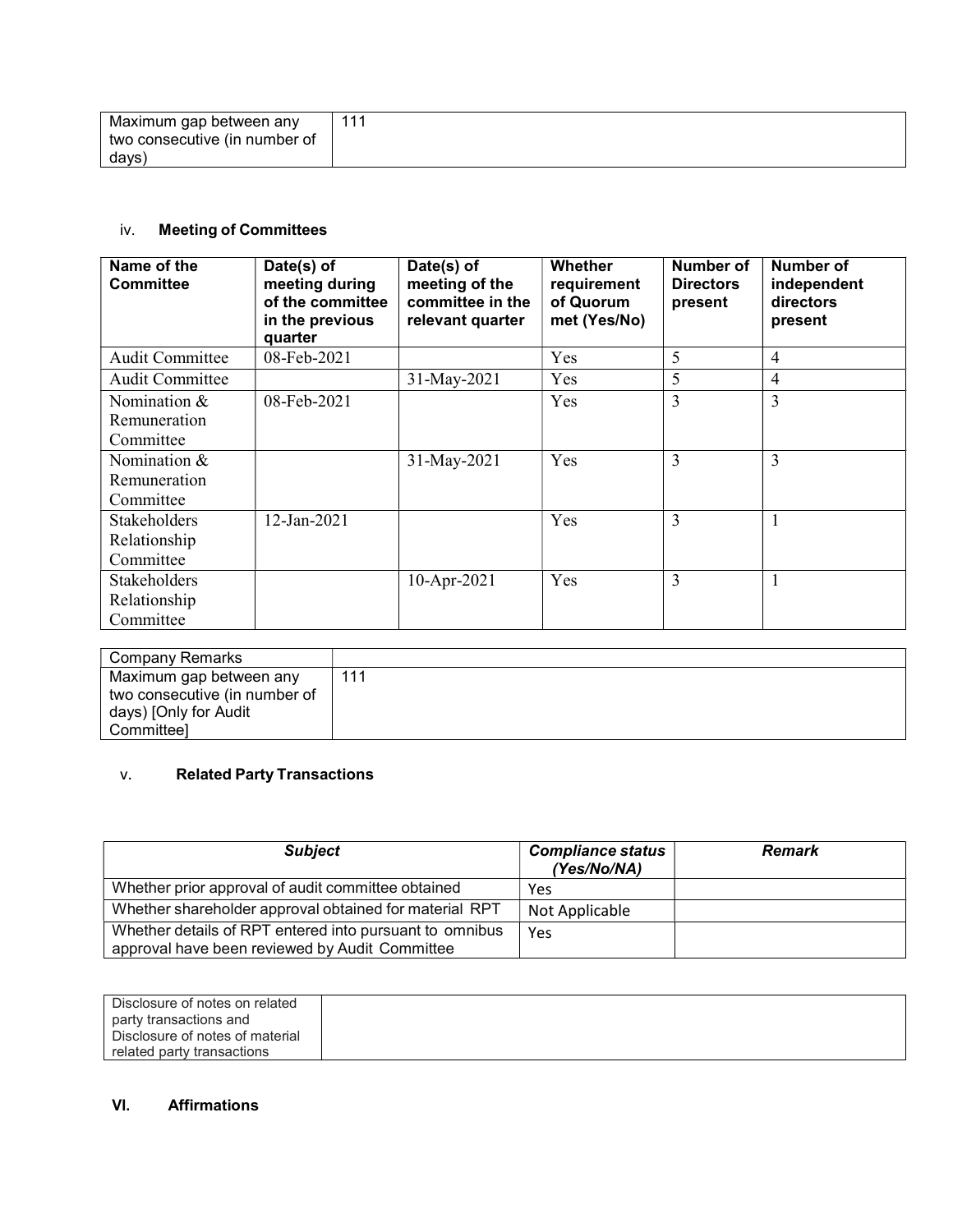| Maximum gap between any two consecutive (in number of days) | 111 |
|---|---|

iv. **Meeting of Committees**

| Name of the Committee | Date(s) of meeting during of the committee in the previous quarter | Date(s) of meeting of the committee in the relevant quarter | Whether requirement of Quorum met (Yes/No) | Number of Directors present | Number of independent directors present |
|---|---|---|---|---|---|
| Audit Committee | 08-Feb-2021 | | Yes | 5 | 4 |
| Audit Committee | | 31-May-2021 | Yes | 5 | 4 |
| Nomination & Remuneration Committee | 08-Feb-2021 | | Yes | 3 | 3 |
| Nomination & Remuneration Committee | | 31-May-2021 | Yes | 3 | 3 |
| Stakeholders Relationship Committee | 12-Jan-2021 | | Yes | 3 | 1 |
| Stakeholders Relationship Committee | | 10-Apr-2021 | Yes | 3 | 1 |

| Company Remarks | |
|---|---|
| Maximum gap between any two consecutive (in number of days) [Only for Audit Committee] | 111 |

v. **Related Party Transactions**

| *Subject* | *Compliance status (Yes/No/NA)* | *Remark* |
|---|---|---|
| Whether prior approval of audit committee obtained | Yes | |
| Whether shareholder approval obtained for material RPT | Not Applicable | |
| Whether details of RPT entered into pursuant to omnibus approval have been reviewed by Audit Committee | Yes | |

| Disclosure of notes on related party transactions and Disclosure of notes of material related party transactions | |
|---|---|

**VI. Affirmations**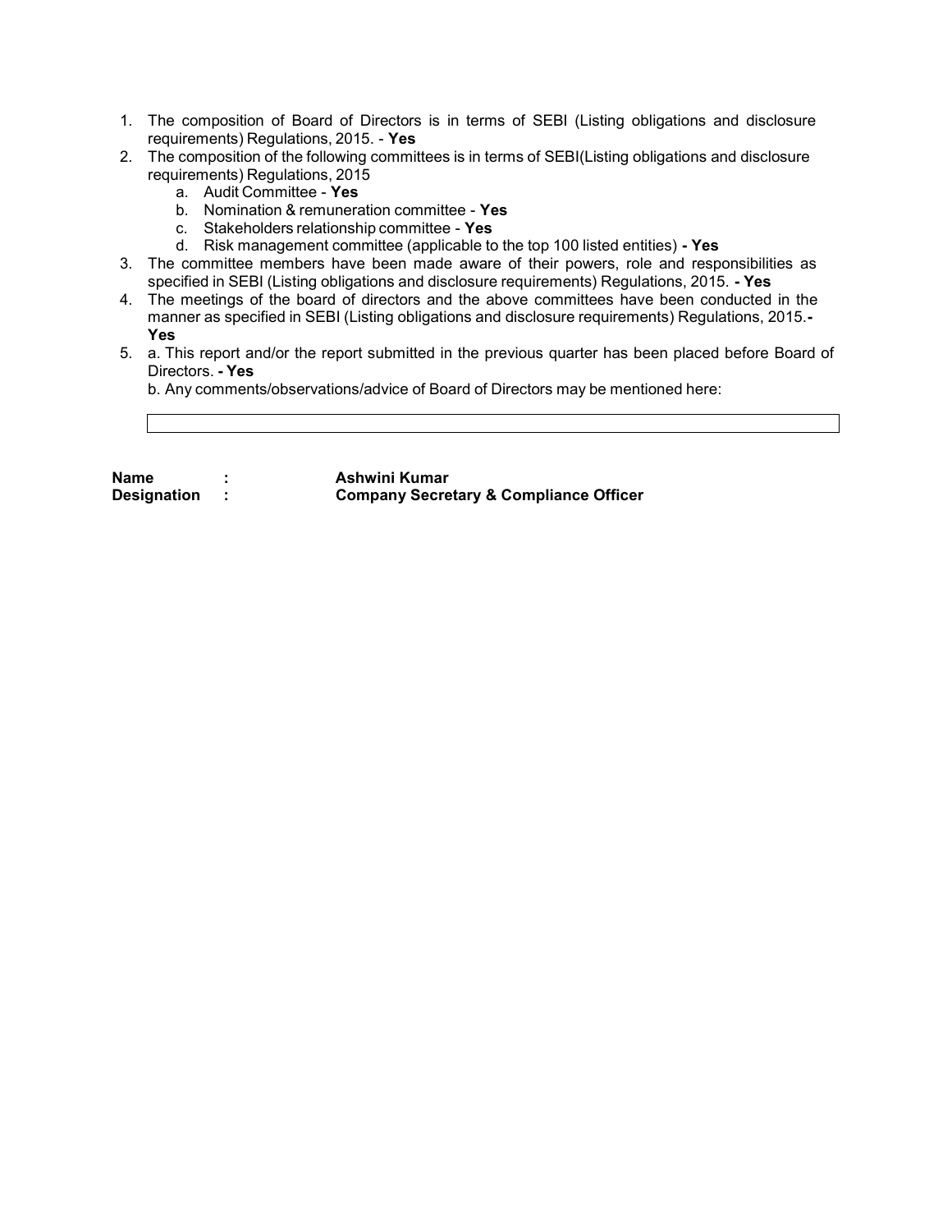1. The composition of Board of Directors is in terms of SEBI (Listing obligations and disclosure requirements) Regulations, 2015. - **Yes**
2. The composition of the following committees is in terms of SEBI(Listing obligations and disclosure requirements) Regulations, 2015
   a. Audit Committee - **Yes**
   b. Nomination & remuneration committee - **Yes**
   c. Stakeholders relationship committee - **Yes**
   d. Risk management committee (applicable to the top 100 listed entities) **- Yes**
3. The committee members have been made aware of their powers, role and responsibilities as specified in SEBI (Listing obligations and disclosure requirements) Regulations, 2015. **- Yes**
4. The meetings of the board of directors and the above committees have been conducted in the manner as specified in SEBI (Listing obligations and disclosure requirements) Regulations, 2015.**- Yes**
5. a. This report and/or the report submitted in the previous quarter has been placed before Board of Directors. **- Yes**

   b. Any comments/observations/advice of Board of Directors may be mentioned here:

| |
|---|
| |

**Name** : **Ashwini Kumar**
**Designation** : **Company Secretary & Compliance Officer**